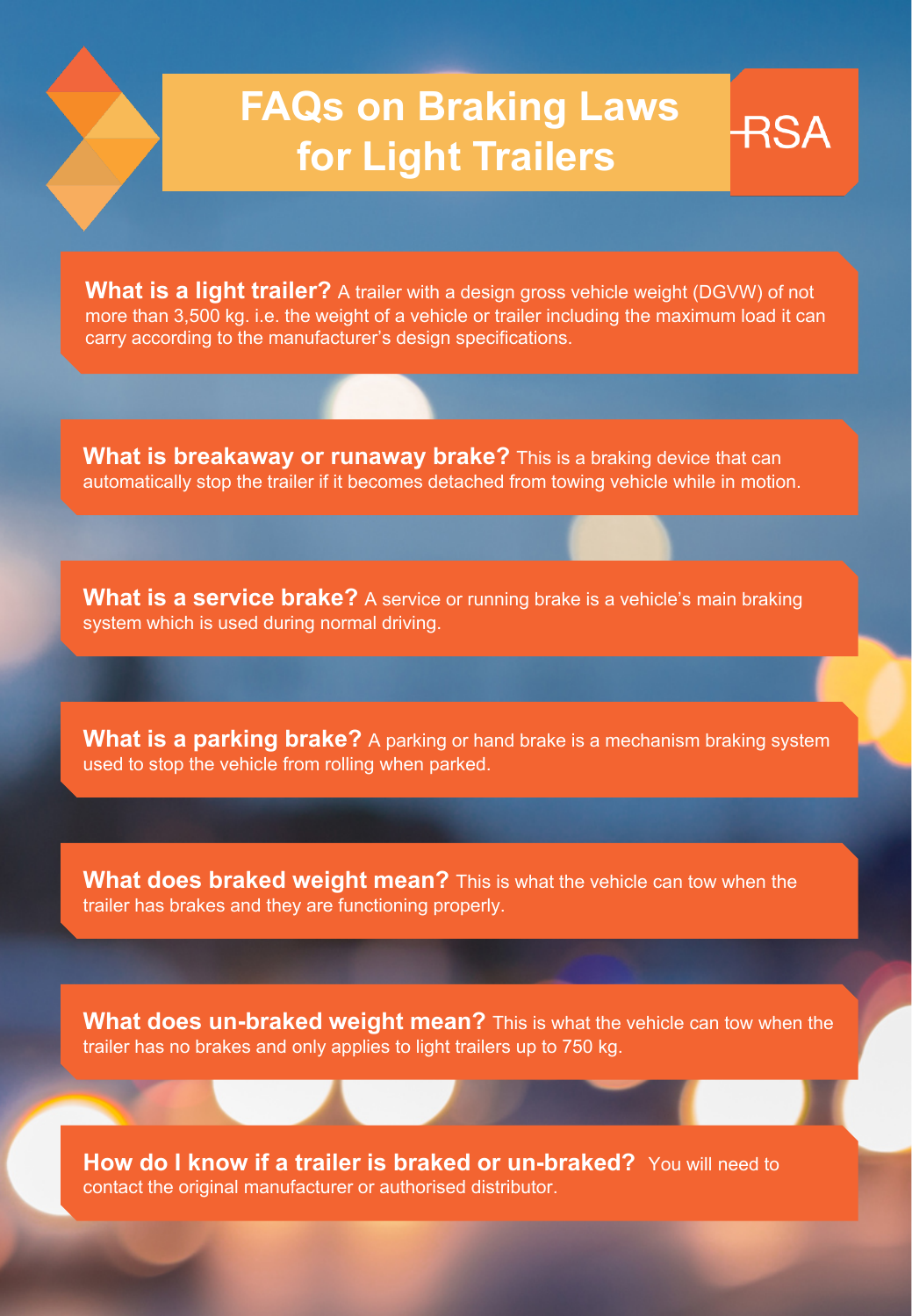# FAQs on Braking Laws for Light Trailers

RSA

**What is a light trailer?** A trailer with a design gross vehicle weight (DGVW) of not more than 3,500 kg. i.e. the weight of a vehicle or trailer including the maximum load it can carry according to the manufacturer's design specifications.

**What is breakaway or runaway brake?** This is a braking device that can automatically stop the trailer if it becomes detached from towing vehicle while in motion.

**What is a service brake?** A service or running brake is a vehicle's main braking system which is used during normal driving.

**What is a parking brake?** A parking or hand brake is a mechanism braking system used to stop the vehicle from rolling when parked.

**What does braked weight mean?** This is what the vehicle can tow when the trailer has brakes and they are functioning properly.

**What does un-braked weight mean?** This is what the vehicle can tow when the trailer has no brakes and only applies to light trailers up to 750 kg.

**How do I know if a trailer is braked or un-braked?** You will need to contact the original manufacturer or authorised distributor.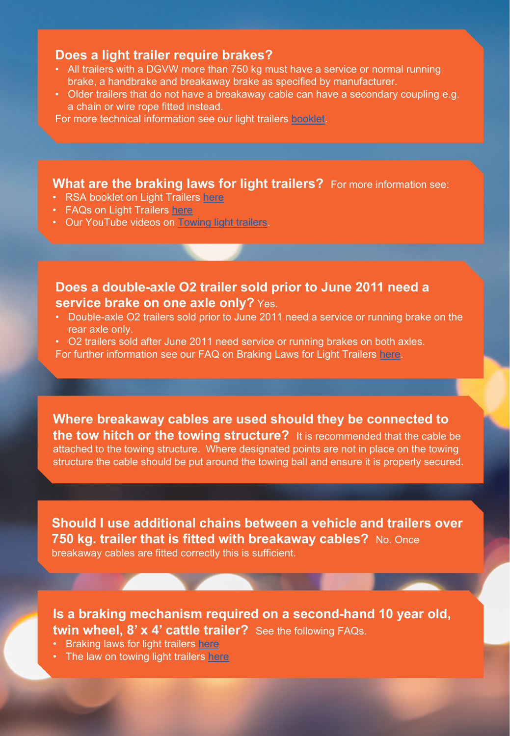## Does a light trailer require brakes?

- All trailers with a DGVW more than 750 kg must have a service or normal running brake, a handbrake and breakaway brake as specified by manufacturer.
- Older trailers that do not have a breakaway cable can have a secondary coupling e.g. a chain or wire rope fitted instead.

For more technical information see our light trailers booklet.

## What are the braking laws for light trailers?

For more information see:

- RSA booklet on Light Trailers here
- FAQs on Light Trailers here
- Our YouTube videos on Towing light trailers.

## Does a double-axle O2 trailer sold prior to June 2011 need a service brake on one axle only?

Yes.

- Double-axle O2 trailers sold prior to June 2011 need a service or running brake on the rear axle only.
- O2 trailers sold after June 2011 need service or running brakes on both axles.

For further information see our FAQ on Braking Laws for Light Trailers here.

## Where breakaway cables are used should they be connected to the tow hitch or the towing structure?

It is recommended that the cable be attached to the towing structure. Where designated points are not in place on the towing structure the cable should be put around the towing ball and ensure it is properly secured.

## Should I use additional chains between a vehicle and trailers over 750 kg. trailer that is fitted with breakaway cables?

No. Once breakaway cables are fitted correctly this is sufficient.

## Is a braking mechanism required on a second-hand 10 year old, twin wheel, 8' x 4' cattle trailer?

See the following FAQs.

- Braking laws for light trailers here
- The law on towing light trailers here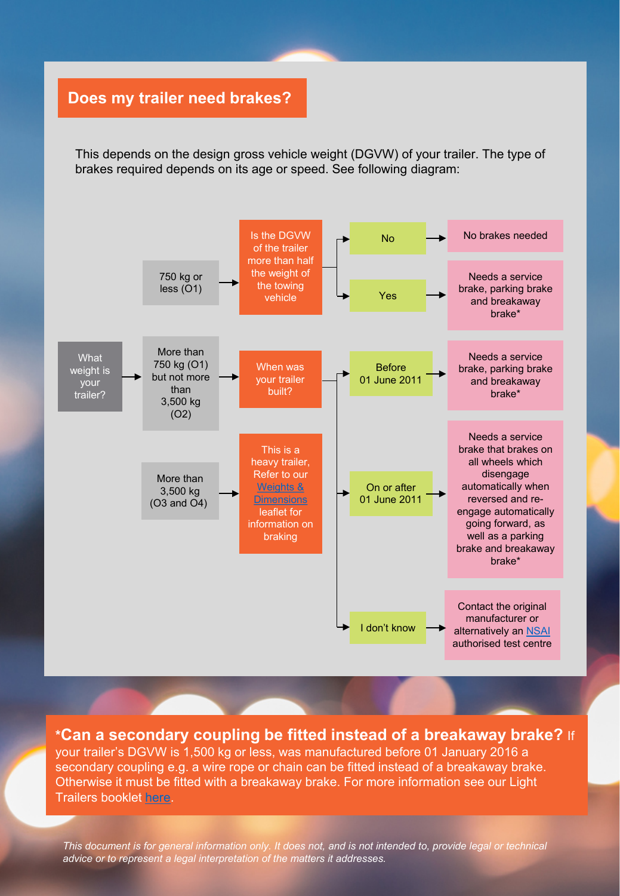## Does my trailer need brakes?

This depends on the design gross vehicle weight (DGVW) of your trailer. The type of brakes required depends on its age or speed. See following diagram:

What weight is your trailer?

750 kg or less (O1)

Is the DGVW of the trailer more than half the weight of the towing vehicle

No

No brakes needed

Yes

Needs a service brake, parking brake and breakaway brake*

More than 750 kg (O1) but not more than 3,500 kg (O2)

When was your trailer built?

Before 01 June 2011

Needs a service brake, parking brake and breakaway brake*

On or after 01 June 2011

Needs a service brake that brakes on all wheels which disengage automatically when reversed and re-engage automatically going forward, as well as a parking brake and breakaway brake*

I don't know

Contact the original manufacturer or alternatively an NSAI authorised test centre

More than 3,500 kg (O3 and O4)

This is a heavy trailer, Refer to our Weights & Dimensions leaflet for information on braking

**\*Can a secondary coupling be fitted instead of a breakaway brake?** If your trailer's DGVW is 1,500 kg or less, was manufactured before 01 January 2016 a secondary coupling e.g. a wire rope or chain can be fitted instead of a breakaway brake. Otherwise it must be fitted with a breakaway brake. For more information see our Light Trailers booklet here.

*This document is for general information only. It does not, and is not intended to, provide legal or technical advice or to represent a legal interpretation of the matters it addresses.*